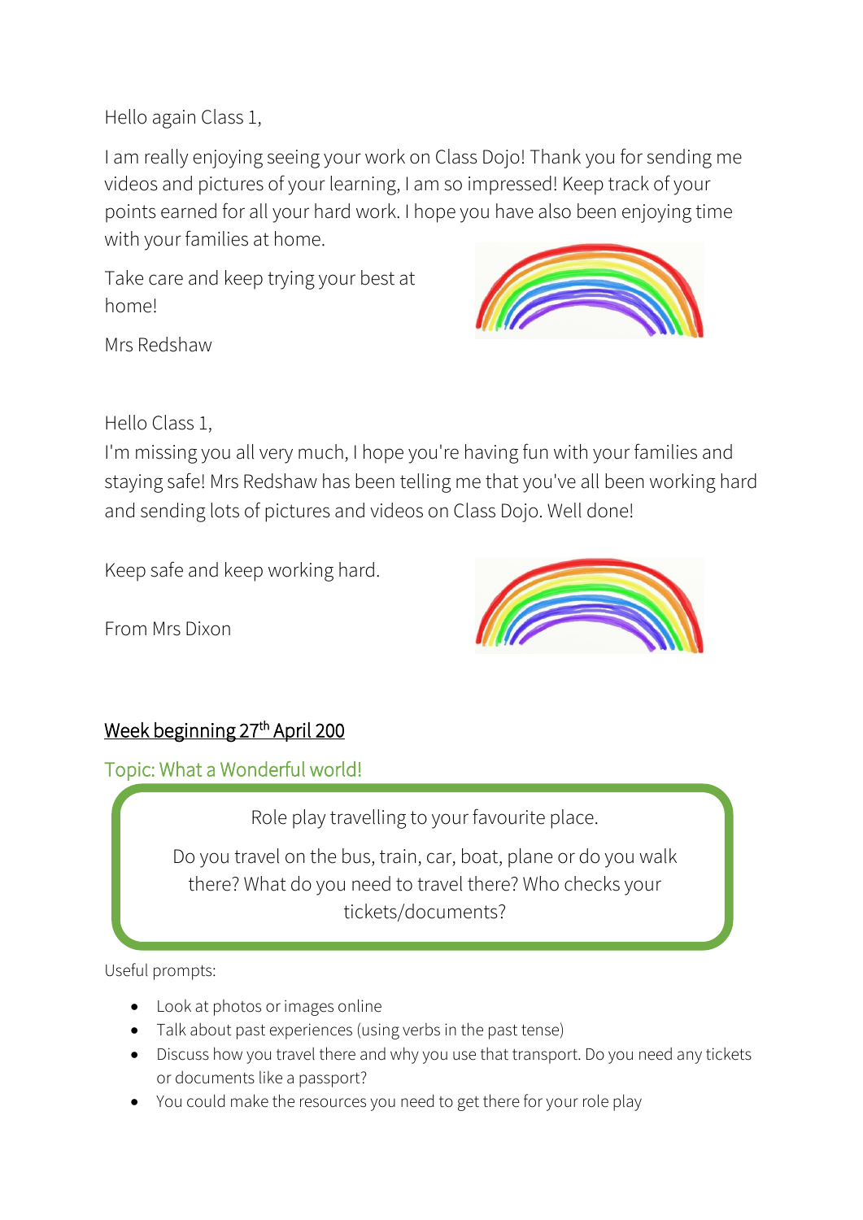Hello again Class 1,

I am really enjoying seeing your work on Class Dojo! Thank you for sending me videos and pictures of your learning, I am so impressed! Keep track of your points earned for all your hard work. I hope you have also been enjoying time with your families at home.

Take care and keep trying your best at home!

Mrs Redshaw

Hello Class 1,

I'm missing you all very much, I hope you're having fun with your families and staying safe! Mrs Redshaw has been telling me that you've all been working hard and sending lots of pictures and videos on Class Dojo. Well done!

Keep safe and keep working hard.

From Mrs Dixon

## Week beginning 27th April 200

### Topic: What a Wonderful world!

Role play travelling to your favourite place.

Do you travel on the bus, train, car, boat, plane or do you walk there? What do you need to travel there? Who checks your tickets/documents?

Useful prompts:

- Look at photos or images online
- Talk about past experiences (using verbs in the past tense)
- Discuss how you travel there and why you use that transport. Do you need any tickets or documents like a passport?
- You could make the resources you need to get there for your role play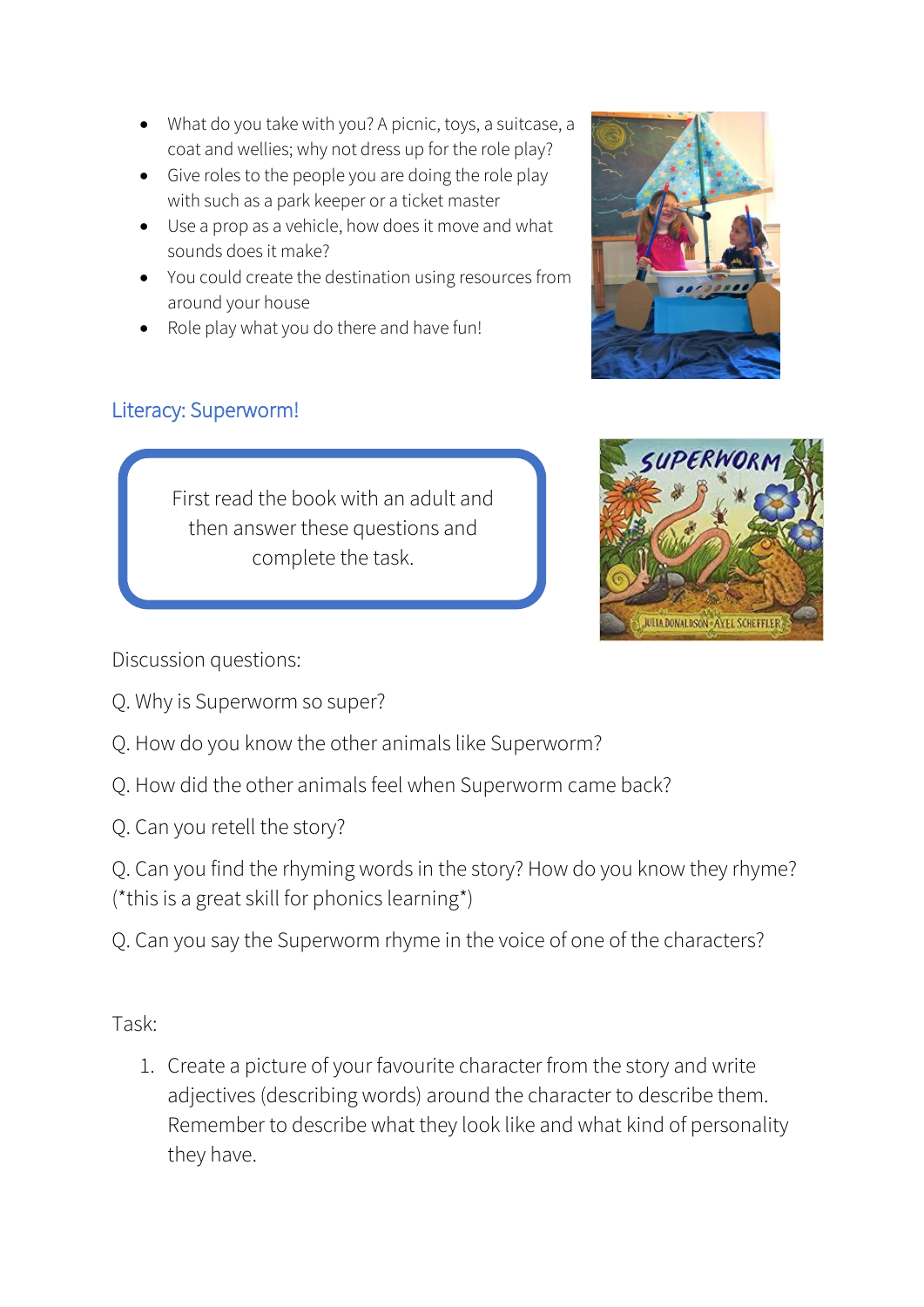- What do you take with you? A picnic, toys, a suitcase, a coat and wellies; why not dress up for the role play?
- Give roles to the people you are doing the role play with such as a park keeper or a ticket master
- Use a prop as a vehicle, how does it move and what sounds does it make?
- You could create the destination using resources from around your house
- Role play what you do there and have fun!

## Literacy: Superworm!

First read the book with an adult and then answer these questions and complete the task.

Discussion questions:

Q. Why is Superworm so super?

Q. How do you know the other animals like Superworm?

Q. How did the other animals feel when Superworm came back?

Q. Can you retell the story?

Q. Can you find the rhyming words in the story? How do you know they rhyme? (*this is a great skill for phonics learning*)

Q. Can you say the Superworm rhyme in the voice of one of the characters?

Task:

1. Create a picture of your favourite character from the story and write adjectives (describing words) around the character to describe them. Remember to describe what they look like and what kind of personality they have.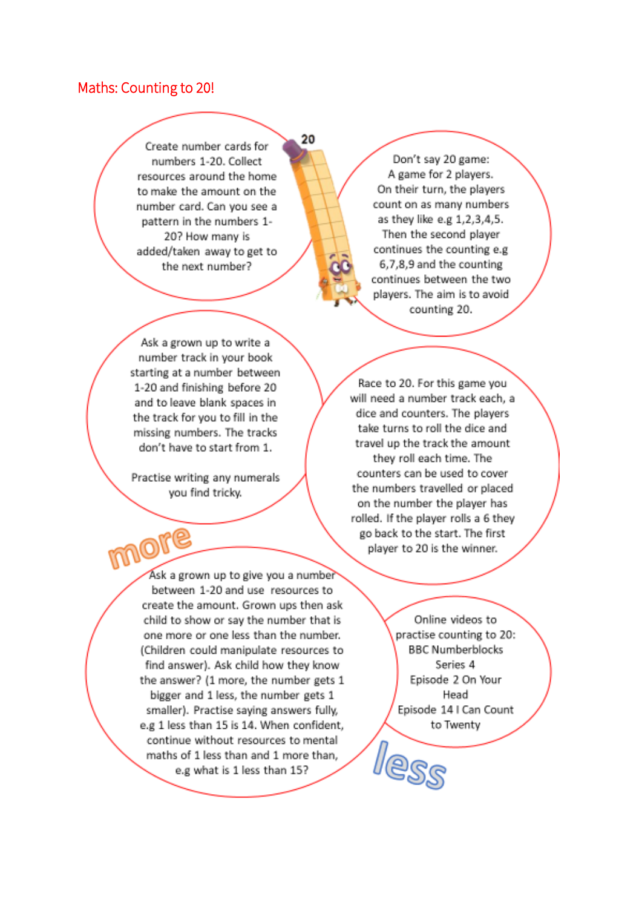# Maths: Counting to 20!

Create number cards for numbers 1-20. Collect resources around the home to make the amount on the number card. Can you see a pattern in the numbers 1-20? How many is added/taken away to get to the next number?

20

Don't say 20 game:
A game for 2 players.
On their turn, the players count on as many numbers as they like e.g 1,2,3,4,5. Then the second player continues the counting e.g 6,7,8,9 and the counting continues between the two players. The aim is to avoid counting 20.

Ask a grown up to write a number track in your book starting at a number between 1-20 and finishing before 20 and to leave blank spaces in the track for you to fill in the missing numbers. The tracks don't have to start from 1.

Practise writing any numerals you find tricky.

Race to 20. For this game you will need a number track each, a dice and counters. The players take turns to roll the dice and travel up the track the amount they roll each time. The counters can be used to cover the numbers travelled or placed on the number the player has rolled. If the player rolls a 6 they go back to the start. The first player to 20 is the winner.

more

Ask a grown up to give you a number between 1-20 and use resources to create the amount. Grown ups then ask child to show or say the number that is one more or one less than the number. (Children could manipulate resources to find answer). Ask child how they know the answer? (1 more, the number gets 1 bigger and 1 less, the number gets 1 smaller). Practise saying answers fully, e.g 1 less than 15 is 14. When confident, continue without resources to mental maths of 1 less than and 1 more than, e.g what is 1 less than 15?

Online videos to practise counting to 20:
BBC Numberblocks
Series 4
Episode 2 On Your Head
Episode 14 I Can Count to Twenty

less